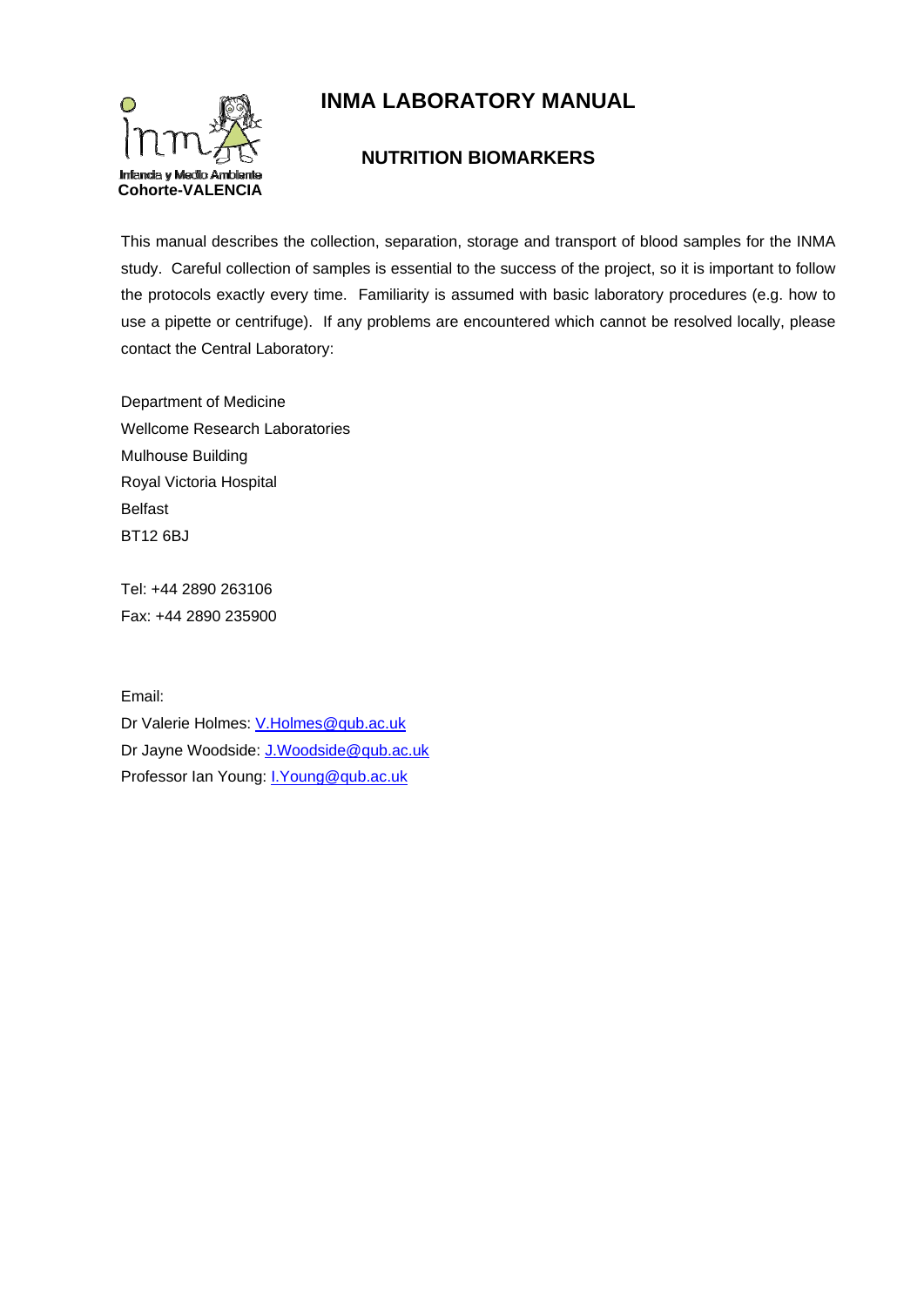Infancia y Medio Ambiente
**Cohorte-VALENCIA**

# INMA LABORATORY MANUAL

## NUTRITION BIOMARKERS

This manual describes the collection, separation, storage and transport of blood samples for the INMA study. Careful collection of samples is essential to the success of the project, so it is important to follow the protocols exactly every time. Familiarity is assumed with basic laboratory procedures (e.g. how to use a pipette or centrifuge). If any problems are encountered which cannot be resolved locally, please contact the Central Laboratory:

Department of Medicine
Wellcome Research Laboratories
Mulhouse Building
Royal Victoria Hospital
Belfast
BT12 6BJ

Tel: +44 2890 263106
Fax: +44 2890 235900

Email:
Dr Valerie Holmes: V.Holmes@qub.ac.uk
Dr Jayne Woodside: J.Woodside@qub.ac.uk
Professor Ian Young: I.Young@qub.ac.uk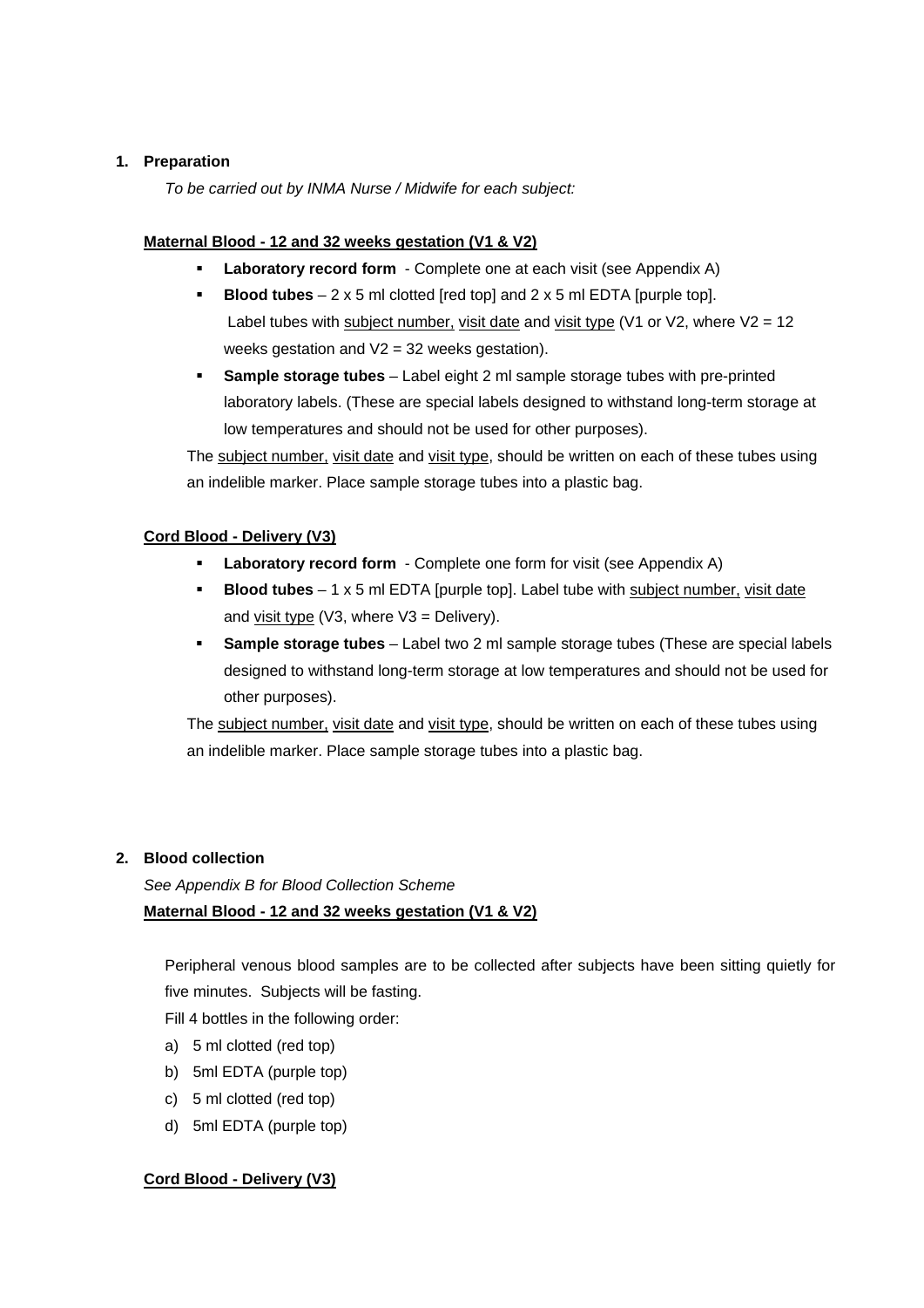1. **Preparation**

   *To be carried out by INMA Nurse / Midwife for each subject:*

   **Maternal Blood - 12 and 32 weeks gestation (V1 & V2)**

   - **Laboratory record form** - Complete one at each visit (see Appendix A)
   - **Blood tubes** – 2 x 5 ml clotted [red top] and 2 x 5 ml EDTA [purple top]. Label tubes with subject number, visit date and visit type (V1 or V2, where V2 = 12 weeks gestation and V2 = 32 weeks gestation).
   - **Sample storage tubes** – Label eight 2 ml sample storage tubes with pre-printed laboratory labels. (These are special labels designed to withstand long-term storage at low temperatures and should not be used for other purposes).

   The subject number, visit date and visit type, should be written on each of these tubes using an indelible marker. Place sample storage tubes into a plastic bag.

   **Cord Blood - Delivery (V3)**

   - **Laboratory record form** - Complete one form for visit (see Appendix A)
   - **Blood tubes** – 1 x 5 ml EDTA [purple top]. Label tube with subject number, visit date and visit type (V3, where V3 = Delivery).
   - **Sample storage tubes** – Label two 2 ml sample storage tubes (These are special labels designed to withstand long-term storage at low temperatures and should not be used for other purposes).

   The subject number, visit date and visit type, should be written on each of these tubes using an indelible marker. Place sample storage tubes into a plastic bag.

2. **Blood collection**

   *See Appendix B for Blood Collection Scheme*

   **Maternal Blood - 12 and 32 weeks gestation (V1 & V2)**

   Peripheral venous blood samples are to be collected after subjects have been sitting quietly for five minutes. Subjects will be fasting.

   Fill 4 bottles in the following order:

   a) 5 ml clotted (red top)
   b) 5ml EDTA (purple top)
   c) 5 ml clotted (red top)
   d) 5ml EDTA (purple top)

   **Cord Blood - Delivery (V3)**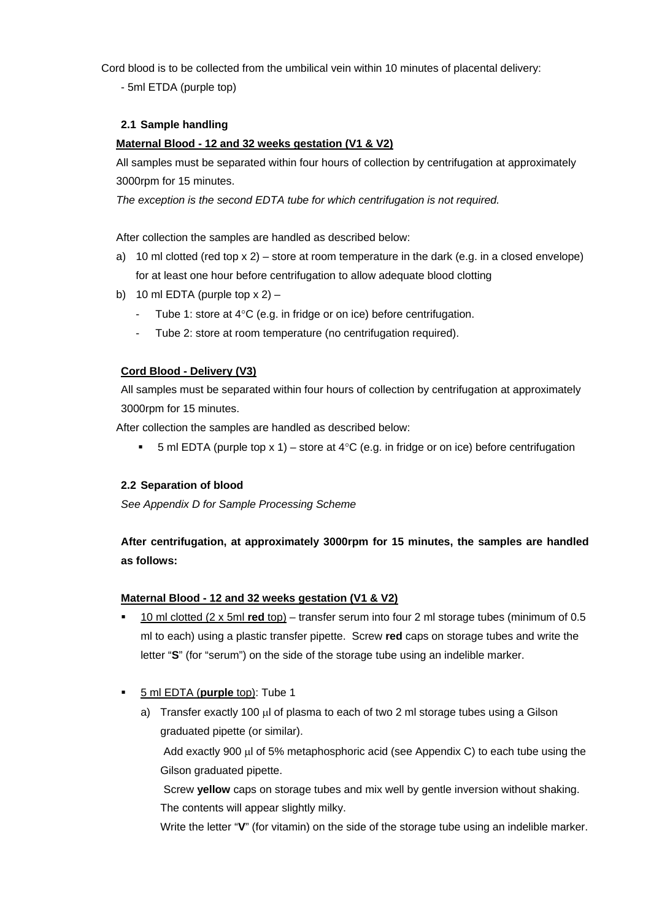Cord blood is to be collected from the umbilical vein within 10 minutes of placental delivery:

- 5ml ETDA (purple top)

### 2.1 Sample handling

**Maternal Blood - 12 and 32 weeks gestation (V1 & V2)**

All samples must be separated within four hours of collection by centrifugation at approximately 3000rpm for 15 minutes.

*The exception is the second EDTA tube for which centrifugation is not required.*

After collection the samples are handled as described below:

a) 10 ml clotted (red top x 2) – store at room temperature in the dark (e.g. in a closed envelope) for at least one hour before centrifugation to allow adequate blood clotting

b) 10 ml EDTA (purple top x 2) –
   - Tube 1: store at 4°C (e.g. in fridge or on ice) before centrifugation.
   - Tube 2: store at room temperature (no centrifugation required).

**Cord Blood - Delivery (V3)**

All samples must be separated within four hours of collection by centrifugation at approximately 3000rpm for 15 minutes.

After collection the samples are handled as described below:

- 5 ml EDTA (purple top x 1) – store at 4°C (e.g. in fridge or on ice) before centrifugation

### 2.2 Separation of blood

*See Appendix D for Sample Processing Scheme*

**After centrifugation, at approximately 3000rpm for 15 minutes, the samples are handled as follows:**

**Maternal Blood - 12 and 32 weeks gestation (V1 & V2)**

- 10 ml clotted (2 x 5ml **red** top) – transfer serum into four 2 ml storage tubes (minimum of 0.5 ml to each) using a plastic transfer pipette. Screw **red** caps on storage tubes and write the letter "**S**" (for "serum") on the side of the storage tube using an indelible marker.

- 5 ml EDTA (**purple** top): Tube 1

  a) Transfer exactly 100 μl of plasma to each of two 2 ml storage tubes using a Gilson graduated pipette (or similar).

     Add exactly 900 μl of 5% metaphosphoric acid (see Appendix C) to each tube using the Gilson graduated pipette.

     Screw **yellow** caps on storage tubes and mix well by gentle inversion without shaking. The contents will appear slightly milky.

     Write the letter "**V**" (for vitamin) on the side of the storage tube using an indelible marker.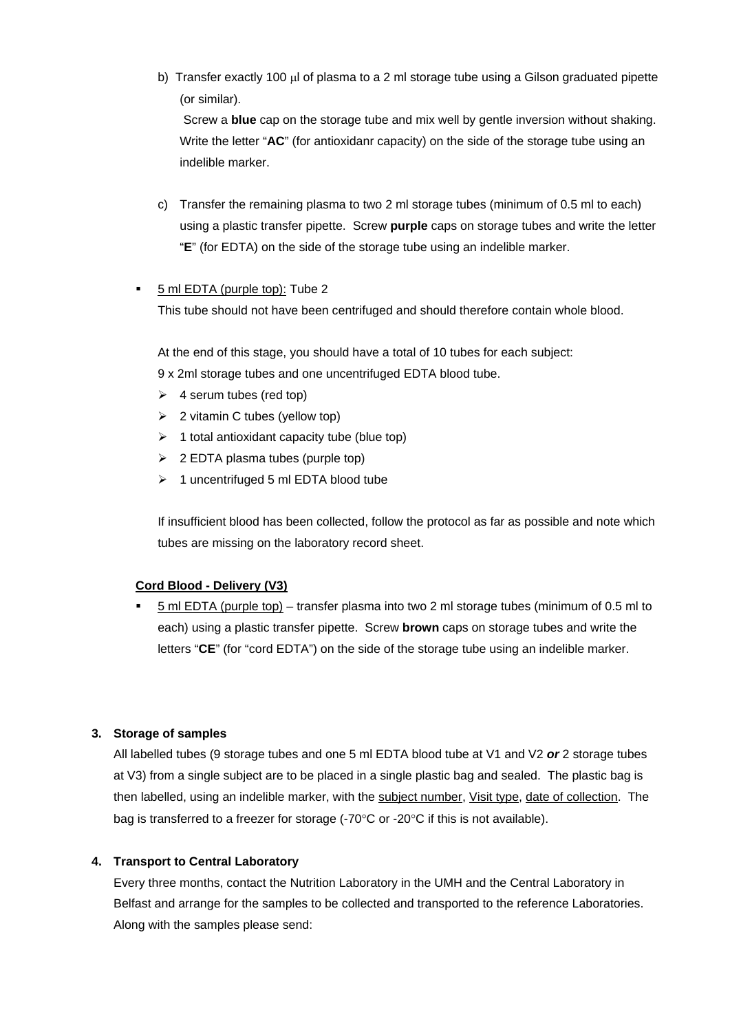b) Transfer exactly 100 μl of plasma to a 2 ml storage tube using a Gilson graduated pipette (or similar).
Screw a **blue** cap on the storage tube and mix well by gentle inversion without shaking. Write the letter "**AC**" (for antioxidanr capacity) on the side of the storage tube using an indelible marker.

c) Transfer the remaining plasma to two 2 ml storage tubes (minimum of 0.5 ml to each) using a plastic transfer pipette. Screw **purple** caps on storage tubes and write the letter "**E**" (for EDTA) on the side of the storage tube using an indelible marker.

- 5 ml EDTA (purple top): Tube 2
  This tube should not have been centrifuged and should therefore contain whole blood.

  At the end of this stage, you should have a total of 10 tubes for each subject:
  9 x 2ml storage tubes and one uncentrifuged EDTA blood tube.
  - 4 serum tubes (red top)
  - 2 vitamin C tubes (yellow top)
  - 1 total antioxidant capacity tube (blue top)
  - 2 EDTA plasma tubes (purple top)
  - 1 uncentrifuged 5 ml EDTA blood tube

  If insufficient blood has been collected, follow the protocol as far as possible and note which tubes are missing on the laboratory record sheet.

**Cord Blood - Delivery (V3)**

- 5 ml EDTA (purple top) – transfer plasma into two 2 ml storage tubes (minimum of 0.5 ml to each) using a plastic transfer pipette. Screw **brown** caps on storage tubes and write the letters "**CE**" (for "cord EDTA") on the side of the storage tube using an indelible marker.

**3. Storage of samples**

All labelled tubes (9 storage tubes and one 5 ml EDTA blood tube at V1 and V2 ***or*** 2 storage tubes at V3) from a single subject are to be placed in a single plastic bag and sealed. The plastic bag is then labelled, using an indelible marker, with the subject number, Visit type, date of collection. The bag is transferred to a freezer for storage (-70°C or -20°C if this is not available).

**4. Transport to Central Laboratory**

Every three months, contact the Nutrition Laboratory in the UMH and the Central Laboratory in Belfast and arrange for the samples to be collected and transported to the reference Laboratories. Along with the samples please send: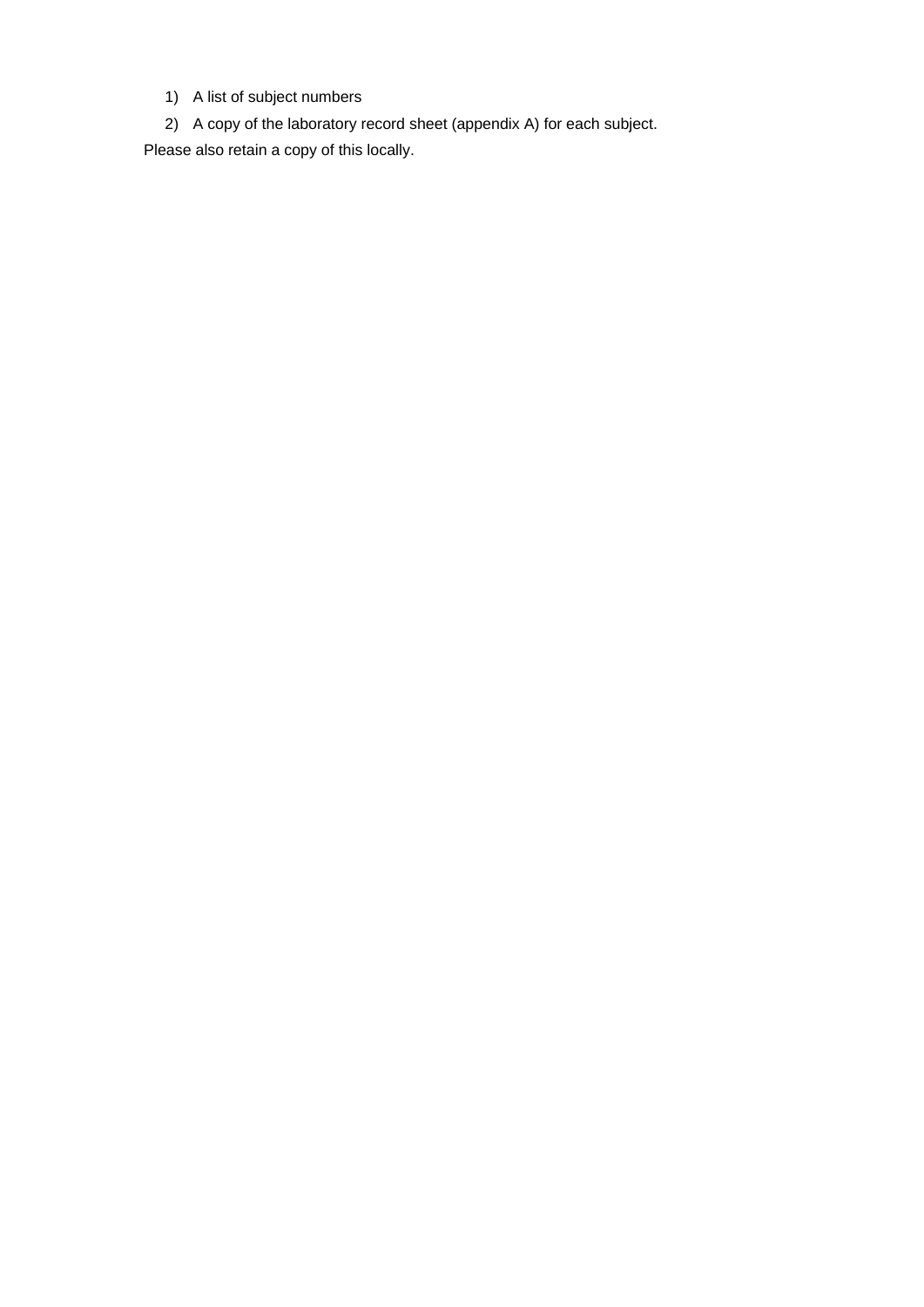1) A list of subject numbers
2) A copy of the laboratory record sheet (appendix A) for each subject.

Please also retain a copy of this locally.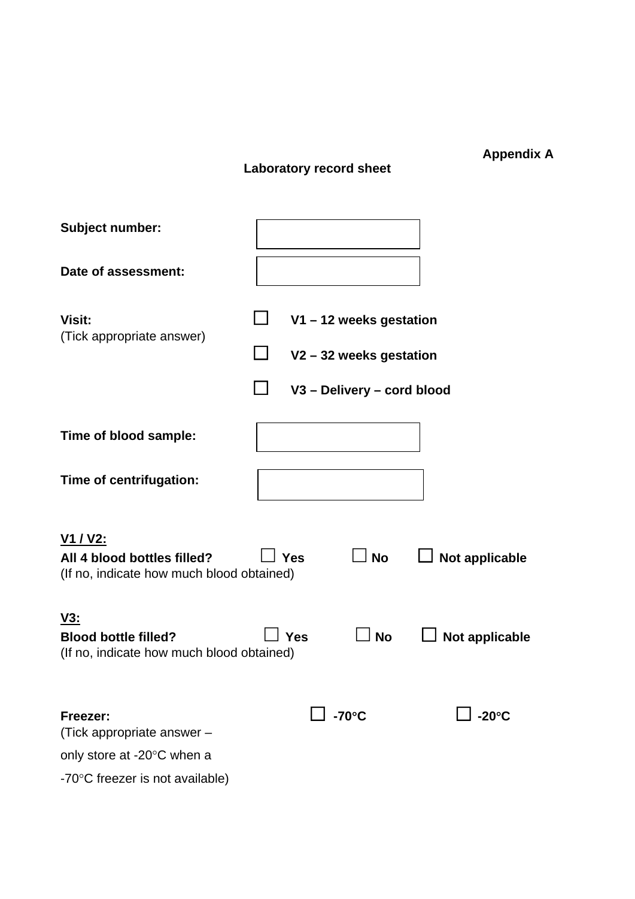**Appendix A**

## Laboratory record sheet

**Subject number:** ______________

**Date of assessment:** ______________

**Visit:**
(Tick appropriate answer)

- ☐ **V1 – 12 weeks gestation**
- ☐ **V2 – 32 weeks gestation**
- ☐ **V3 – Delivery – cord blood**

**Time of blood sample:** ______________

**Time of centrifugation:** ______________

**V1 / V2:**
**All 4 blood bottles filled?** ☐ **Yes** ☐ **No** ☐ **Not applicable**
(If no, indicate how much blood obtained)

**V3:**
**Blood bottle filled?** ☐ **Yes** ☐ **No** ☐ **Not applicable**
(If no, indicate how much blood obtained)

**Freezer:** ☐ **-70°C** ☐ **-20°C**
(Tick appropriate answer – only store at -20°C when a -70°C freezer is not available)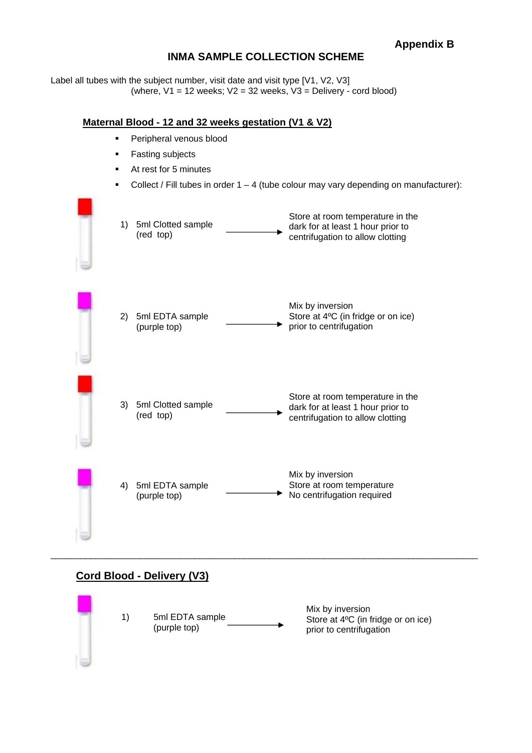**Appendix B**

# INMA SAMPLE COLLECTION SCHEME

Label all tubes with the subject number, visit date and visit type [V1, V2, V3]
(where, V1 = 12 weeks; V2 = 32 weeks, V3 = Delivery - cord blood)

## Maternal Blood - 12 and 32 weeks gestation (V1 & V2)

- Peripheral venous blood
- Fasting subjects
- At rest for 5 minutes
- Collect / Fill tubes in order 1 – 4 (tube colour may vary depending on manufacturer):

1) 5ml Clotted sample (red top) → Store at room temperature in the dark for at least 1 hour prior to centrifugation to allow clotting

2) 5ml EDTA sample (purple top) → Mix by inversion. Store at 4ºC (in fridge or on ice) prior to centrifugation

3) 5ml Clotted sample (red top) → Store at room temperature in the dark for at least 1 hour prior to centrifugation to allow clotting

4) 5ml EDTA sample (purple top) → Mix by inversion. Store at room temperature. No centrifugation required

---

## Cord Blood - Delivery (V3)

1) 5ml EDTA sample (purple top) → Mix by inversion. Store at 4ºC (in fridge or on ice) prior to centrifugation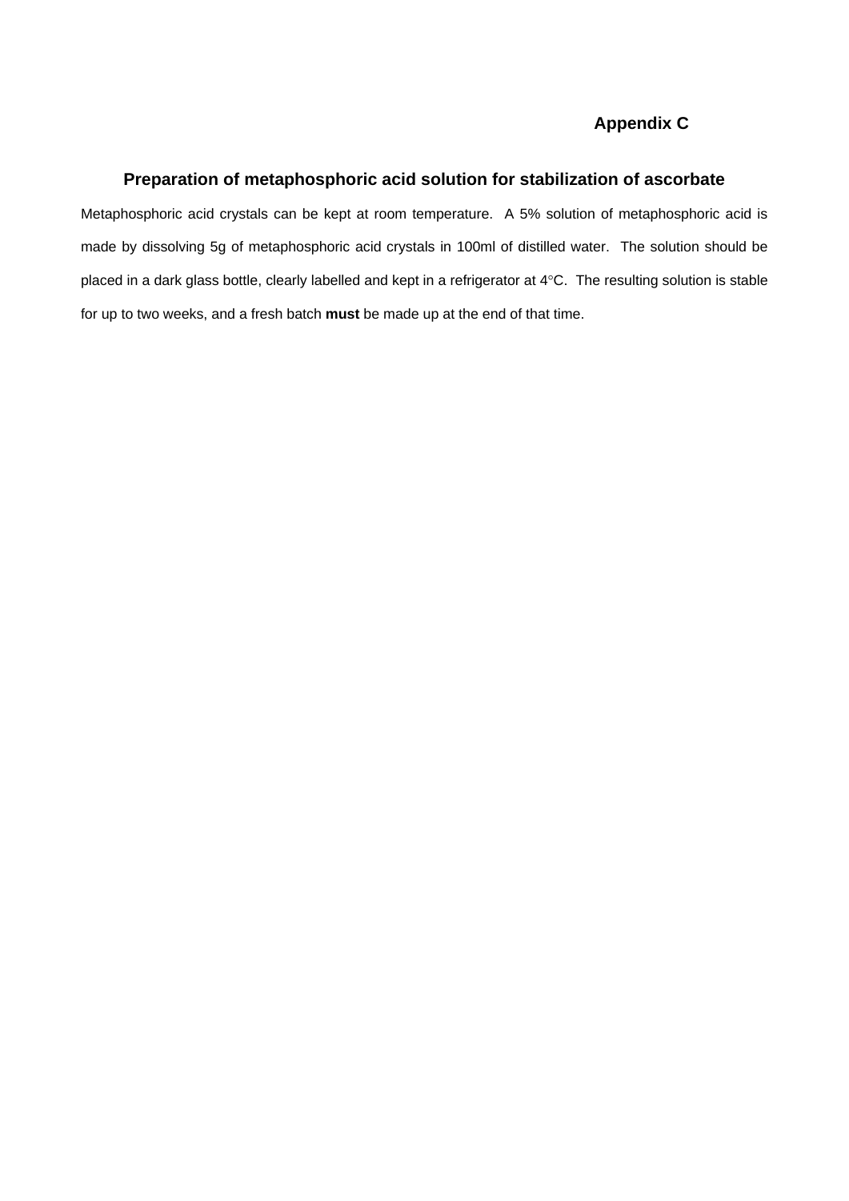## Appendix C

### Preparation of metaphosphoric acid solution for stabilization of ascorbate

Metaphosphoric acid crystals can be kept at room temperature. A 5% solution of metaphosphoric acid is made by dissolving 5g of metaphosphoric acid crystals in 100ml of distilled water. The solution should be placed in a dark glass bottle, clearly labelled and kept in a refrigerator at 4°C. The resulting solution is stable for up to two weeks, and a fresh batch **must** be made up at the end of that time.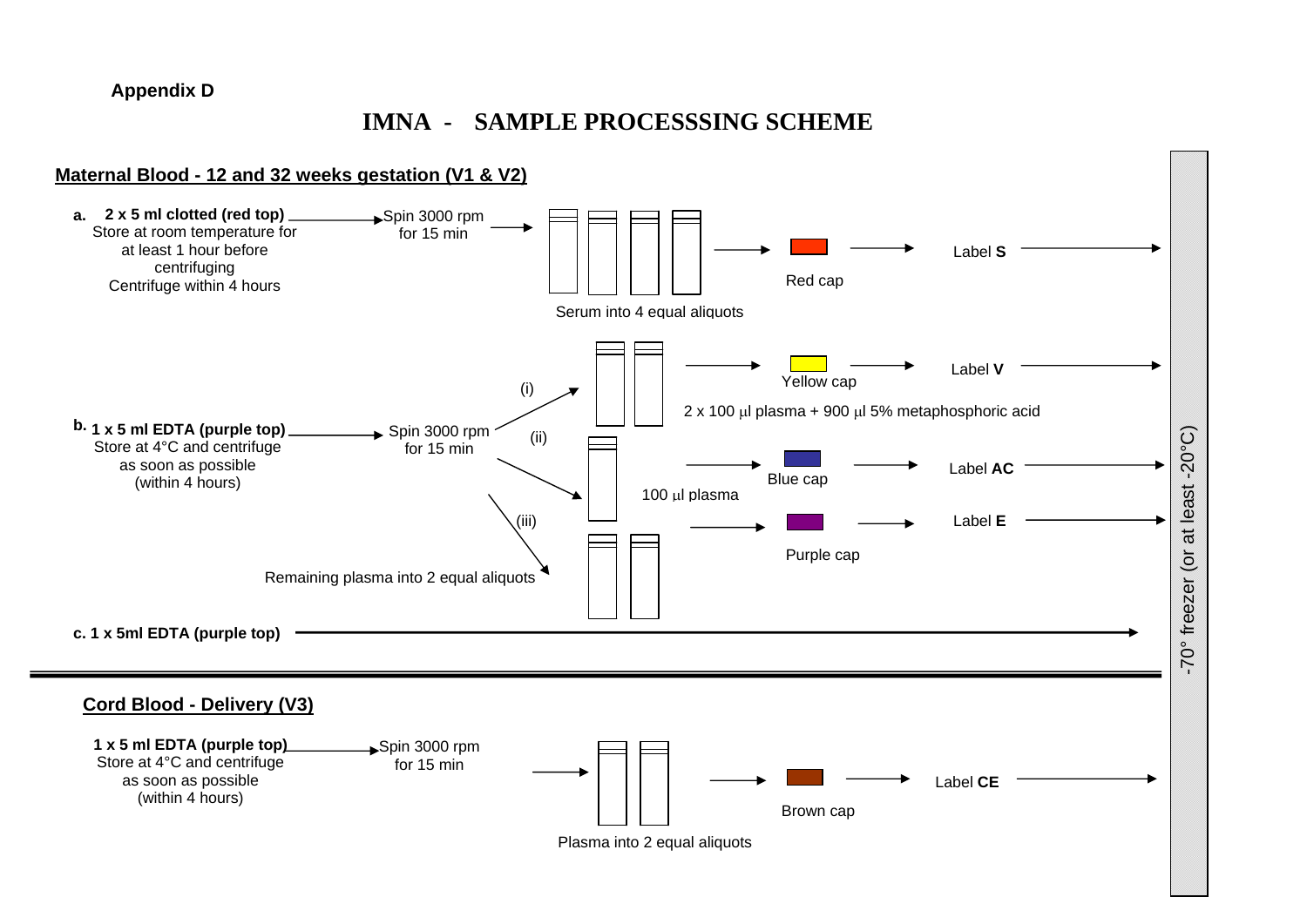**Appendix D**

# IMNA - SAMPLE PROCESSSING SCHEME

## Maternal Blood - 12 and 32 weeks gestation (V1 & V2)

**a. 2 x 5 ml clotted (red top)**
Store at room temperature for at least 1 hour before centrifuging
Centrifuge within 4 hours

Spin 3000 rpm for 15 min

Serum into 4 equal aliquots

Red cap

Label **S**

**b. 1 x 5 ml EDTA (purple top)**
Store at 4°C and centrifuge as soon as possible (within 4 hours)

Spin 3000 rpm for 15 min

(i)

2 x 100 μl plasma + 900 μl 5% metaphosphoric acid

Yellow cap

Label **V**

(ii)

100 μl plasma

Blue cap

Label **AC**

(iii)

Remaining plasma into 2 equal aliquots

Purple cap

Label **E**

**c. 1 x 5ml EDTA (purple top)**

-70° freezer (or at least -20°C)

## Cord Blood - Delivery (V3)

**1 x 5 ml EDTA (purple top)**
Store at 4°C and centrifuge as soon as possible (within 4 hours)

Spin 3000 rpm for 15 min

Plasma into 2 equal aliquots

Brown cap

Label **CE**